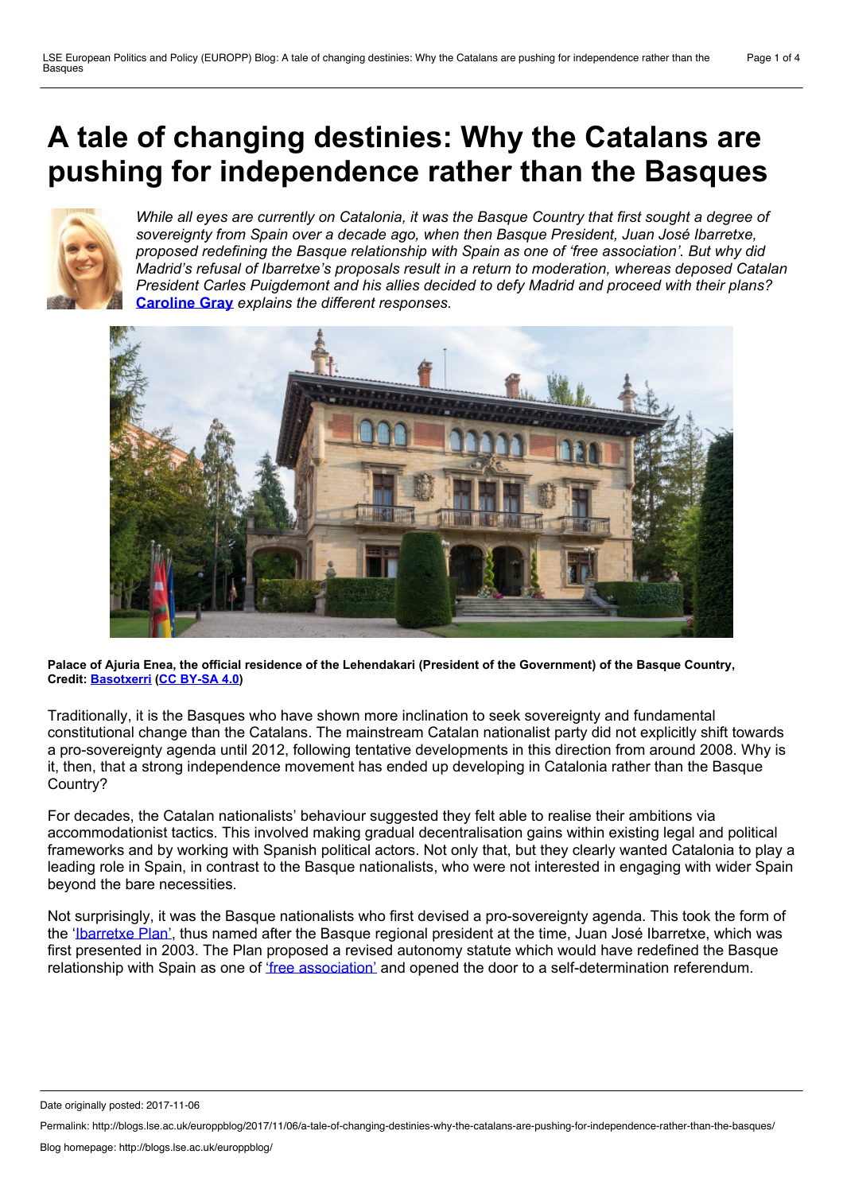# A tale of changing destinies: Why the Catalans are pushing for independence rather than the Basques

*While all eyes are currently on Catalonia, it was the Basque Country that first sought a degree of sovereignty from Spain over a decade ago, when then Basque President, Juan José Ibarretxe, proposed redefining the Basque relationship with Spain as one of 'free association'. But why did Madrid's refusal of Ibarretxe's proposals result in a return to moderation, whereas deposed Catalan President Carles Puigdemont and his allies decided to defy Madrid and proceed with their plans?* **Caroline Gray** *explains the different responses.*

**Palace of Ajuria Enea, the official residence of the Lehendakari (President of the Government) of the Basque Country, Credit: Basotxerri (CC BY-SA 4.0)**

Traditionally, it is the Basques who have shown more inclination to seek sovereignty and fundamental constitutional change than the Catalans. The mainstream Catalan nationalist party did not explicitly shift towards a pro-sovereignty agenda until 2012, following tentative developments in this direction from around 2008. Why is it, then, that a strong independence movement has ended up developing in Catalonia rather than the Basque Country?

For decades, the Catalan nationalists' behaviour suggested they felt able to realise their ambitions via accommodationist tactics. This involved making gradual decentralisation gains within existing legal and political frameworks and by working with Spanish political actors. Not only that, but they clearly wanted Catalonia to play a leading role in Spain, in contrast to the Basque nationalists, who were not interested in engaging with wider Spain beyond the bare necessities.

Not surprisingly, it was the Basque nationalists who first devised a pro-sovereignty agenda. This took the form of the 'Ibarretxe Plan', thus named after the Basque regional president at the time, Juan José Ibarretxe, which was first presented in 2003. The Plan proposed a revised autonomy statute which would have redefined the Basque relationship with Spain as one of 'free association' and opened the door to a self-determination referendum.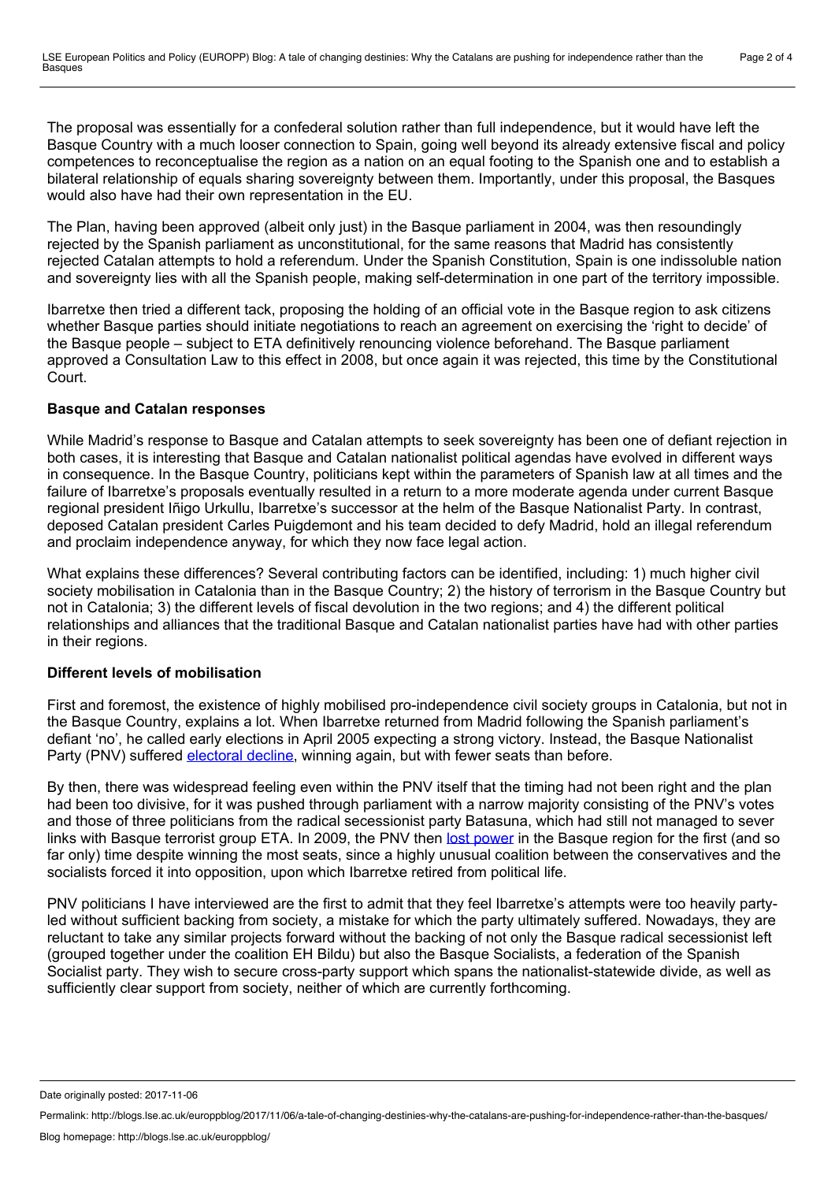The proposal was essentially for a confederal solution rather than full independence, but it would have left the Basque Country with a much looser connection to Spain, going well beyond its already extensive fiscal and policy competences to reconceptualise the region as a nation on an equal footing to the Spanish one and to establish a bilateral relationship of equals sharing sovereignty between them. Importantly, under this proposal, the Basques would also have had their own representation in the EU.

The Plan, having been approved (albeit only just) in the Basque parliament in 2004, was then resoundingly rejected by the Spanish parliament as unconstitutional, for the same reasons that Madrid has consistently rejected Catalan attempts to hold a referendum. Under the Spanish Constitution, Spain is one indissoluble nation and sovereignty lies with all the Spanish people, making self-determination in one part of the territory impossible.

Ibarretxe then tried a different tack, proposing the holding of an official vote in the Basque region to ask citizens whether Basque parties should initiate negotiations to reach an agreement on exercising the 'right to decide' of the Basque people – subject to ETA definitively renouncing violence beforehand. The Basque parliament approved a Consultation Law to this effect in 2008, but once again it was rejected, this time by the Constitutional Court.

**Basque and Catalan responses**

While Madrid's response to Basque and Catalan attempts to seek sovereignty has been one of defiant rejection in both cases, it is interesting that Basque and Catalan nationalist political agendas have evolved in different ways in consequence. In the Basque Country, politicians kept within the parameters of Spanish law at all times and the failure of Ibarretxe's proposals eventually resulted in a return to a more moderate agenda under current Basque regional president Iñigo Urkullu, Ibarretxe's successor at the helm of the Basque Nationalist Party. In contrast, deposed Catalan president Carles Puigdemont and his team decided to defy Madrid, hold an illegal referendum and proclaim independence anyway, for which they now face legal action.

What explains these differences? Several contributing factors can be identified, including: 1) much higher civil society mobilisation in Catalonia than in the Basque Country; 2) the history of terrorism in the Basque Country but not in Catalonia; 3) the different levels of fiscal devolution in the two regions; and 4) the different political relationships and alliances that the traditional Basque and Catalan nationalist parties have had with other parties in their regions.

**Different levels of mobilisation**

First and foremost, the existence of highly mobilised pro-independence civil society groups in Catalonia, but not in the Basque Country, explains a lot. When Ibarretxe returned from Madrid following the Spanish parliament's defiant 'no', he called early elections in April 2005 expecting a strong victory. Instead, the Basque Nationalist Party (PNV) suffered electoral decline, winning again, but with fewer seats than before.

By then, there was widespread feeling even within the PNV itself that the timing had not been right and the plan had been too divisive, for it was pushed through parliament with a narrow majority consisting of the PNV's votes and those of three politicians from the radical secessionist party Batasuna, which had still not managed to sever links with Basque terrorist group ETA. In 2009, the PNV then lost power in the Basque region for the first (and so far only) time despite winning the most seats, since a highly unusual coalition between the conservatives and the socialists forced it into opposition, upon which Ibarretxe retired from political life.

PNV politicians I have interviewed are the first to admit that they feel Ibarretxe's attempts were too heavily party-led without sufficient backing from society, a mistake for which the party ultimately suffered. Nowadays, they are reluctant to take any similar projects forward without the backing of not only the Basque radical secessionist left (grouped together under the coalition EH Bildu) but also the Basque Socialists, a federation of the Spanish Socialist party. They wish to secure cross-party support which spans the nationalist-statewide divide, as well as sufficiently clear support from society, neither of which are currently forthcoming.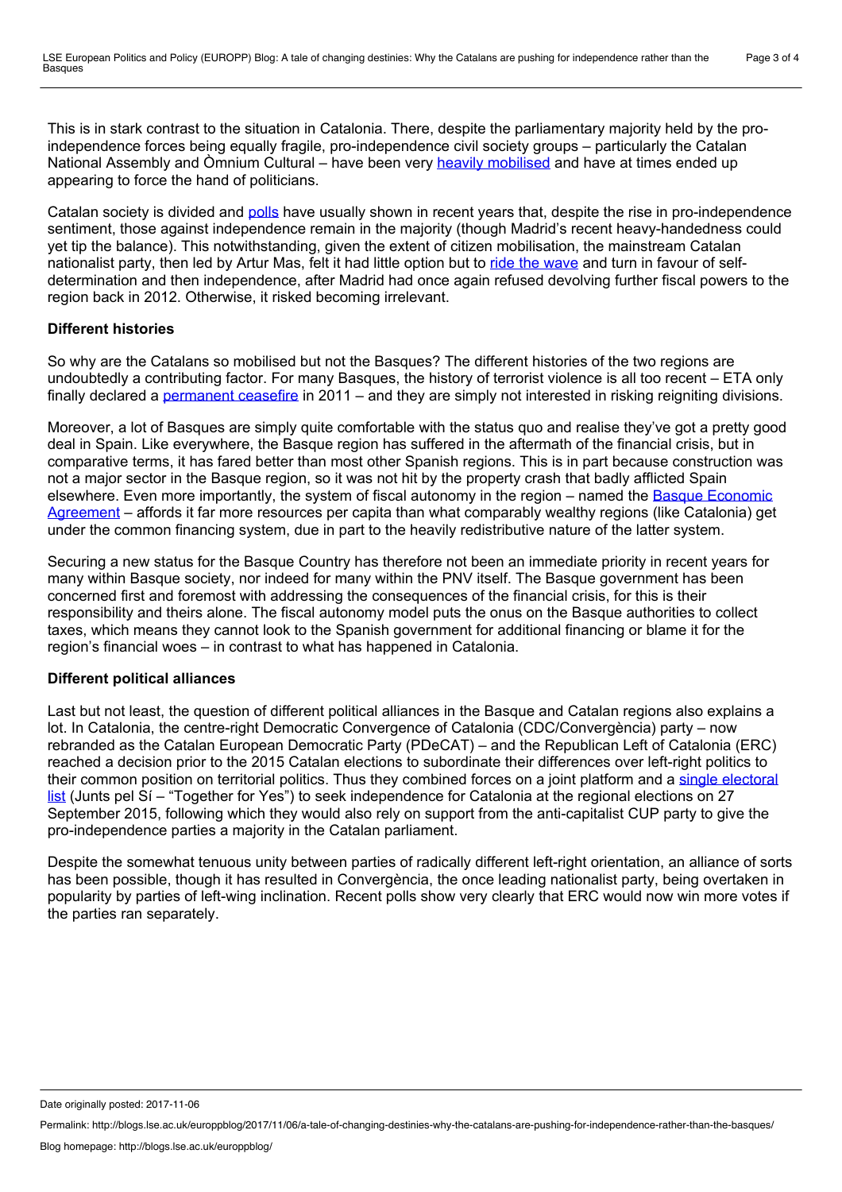This is in stark contrast to the situation in Catalonia. There, despite the parliamentary majority held by the pro-independence forces being equally fragile, pro-independence civil society groups – particularly the Catalan National Assembly and Òmnium Cultural – have been very heavily mobilised and have at times ended up appearing to force the hand of politicians.

Catalan society is divided and polls have usually shown in recent years that, despite the rise in pro-independence sentiment, those against independence remain in the majority (though Madrid's recent heavy-handedness could yet tip the balance). This notwithstanding, given the extent of citizen mobilisation, the mainstream Catalan nationalist party, then led by Artur Mas, felt it had little option but to ride the wave and turn in favour of self-determination and then independence, after Madrid had once again refused devolving further fiscal powers to the region back in 2012. Otherwise, it risked becoming irrelevant.

**Different histories**

So why are the Catalans so mobilised but not the Basques? The different histories of the two regions are undoubtedly a contributing factor. For many Basques, the history of terrorist violence is all too recent – ETA only finally declared a permanent ceasefire in 2011 – and they are simply not interested in risking reigniting divisions.

Moreover, a lot of Basques are simply quite comfortable with the status quo and realise they've got a pretty good deal in Spain. Like everywhere, the Basque region has suffered in the aftermath of the financial crisis, but in comparative terms, it has fared better than most other Spanish regions. This is in part because construction was not a major sector in the Basque region, so it was not hit by the property crash that badly afflicted Spain elsewhere. Even more importantly, the system of fiscal autonomy in the region – named the Basque Economic Agreement – affords it far more resources per capita than what comparably wealthy regions (like Catalonia) get under the common financing system, due in part to the heavily redistributive nature of the latter system.

Securing a new status for the Basque Country has therefore not been an immediate priority in recent years for many within Basque society, nor indeed for many within the PNV itself. The Basque government has been concerned first and foremost with addressing the consequences of the financial crisis, for this is their responsibility and theirs alone. The fiscal autonomy model puts the onus on the Basque authorities to collect taxes, which means they cannot look to the Spanish government for additional financing or blame it for the region's financial woes – in contrast to what has happened in Catalonia.

**Different political alliances**

Last but not least, the question of different political alliances in the Basque and Catalan regions also explains a lot. In Catalonia, the centre-right Democratic Convergence of Catalonia (CDC/Convergència) party – now rebranded as the Catalan European Democratic Party (PDeCAT) – and the Republican Left of Catalonia (ERC) reached a decision prior to the 2015 Catalan elections to subordinate their differences over left-right politics to their common position on territorial politics. Thus they combined forces on a joint platform and a single electoral list (Junts pel Sí – "Together for Yes") to seek independence for Catalonia at the regional elections on 27 September 2015, following which they would also rely on support from the anti-capitalist CUP party to give the pro-independence parties a majority in the Catalan parliament.

Despite the somewhat tenuous unity between parties of radically different left-right orientation, an alliance of sorts has been possible, though it has resulted in Convergència, the once leading nationalist party, being overtaken in popularity by parties of left-wing inclination. Recent polls show very clearly that ERC would now win more votes if the parties ran separately.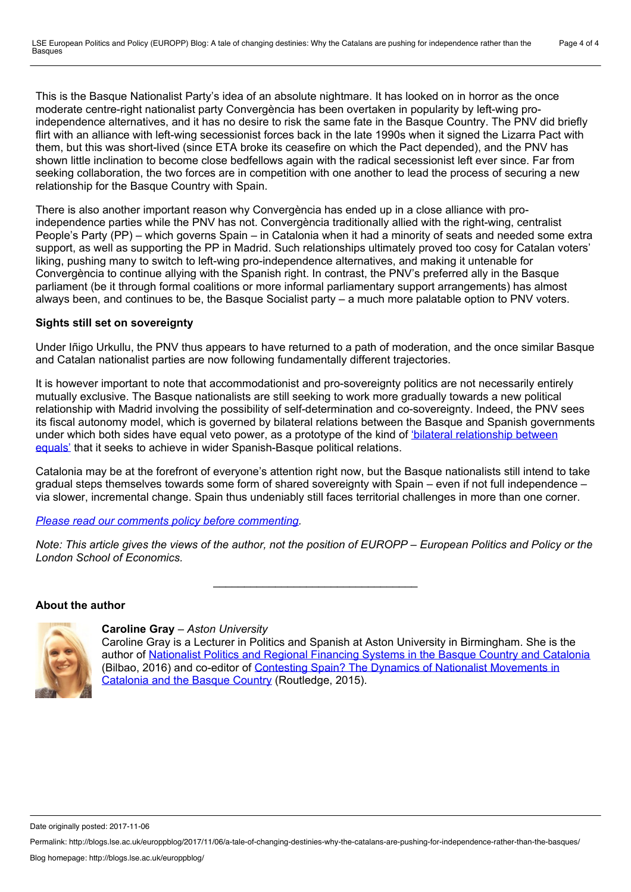This is the Basque Nationalist Party's idea of an absolute nightmare. It has looked on in horror as the once moderate centre-right nationalist party Convergència has been overtaken in popularity by left-wing pro-independence alternatives, and it has no desire to risk the same fate in the Basque Country. The PNV did briefly flirt with an alliance with left-wing secessionist forces back in the late 1990s when it signed the Lizarra Pact with them, but this was short-lived (since ETA broke its ceasefire on which the Pact depended), and the PNV has shown little inclination to become close bedfellows again with the radical secessionist left ever since. Far from seeking collaboration, the two forces are in competition with one another to lead the process of securing a new relationship for the Basque Country with Spain.

There is also another important reason why Convergència has ended up in a close alliance with pro-independence parties while the PNV has not. Convergència traditionally allied with the right-wing, centralist People's Party (PP) – which governs Spain – in Catalonia when it had a minority of seats and needed some extra support, as well as supporting the PP in Madrid. Such relationships ultimately proved too cosy for Catalan voters' liking, pushing many to switch to left-wing pro-independence alternatives, and making it untenable for Convergència to continue allying with the Spanish right. In contrast, the PNV's preferred ally in the Basque parliament (be it through formal coalitions or more informal parliamentary support arrangements) has almost always been, and continues to be, the Basque Socialist party – a much more palatable option to PNV voters.

**Sights still set on sovereignty**

Under Iñigo Urkullu, the PNV thus appears to have returned to a path of moderation, and the once similar Basque and Catalan nationalist parties are now following fundamentally different trajectories.

It is however important to note that accommodationist and pro-sovereignty politics are not necessarily entirely mutually exclusive. The Basque nationalists are still seeking to work more gradually towards a new political relationship with Madrid involving the possibility of self-determination and co-sovereignty. Indeed, the PNV sees its fiscal autonomy model, which is governed by bilateral relations between the Basque and Spanish governments under which both sides have equal veto power, as a prototype of the kind of 'bilateral relationship between equals' that it seeks to achieve in wider Spanish-Basque political relations.

Catalonia may be at the forefront of everyone's attention right now, but the Basque nationalists still intend to take gradual steps themselves towards some form of shared sovereignty with Spain – even if not full independence – via slower, incremental change. Spain thus undeniably still faces territorial challenges in more than one corner.

*Please read our comments policy before commenting.*

*Note: This article gives the views of the author, not the position of EUROPP – European Politics and Policy or the London School of Economics.*

---

**About the author**

**Caroline Gray** – *Aston University*
Caroline Gray is a Lecturer in Politics and Spanish at Aston University in Birmingham. She is the author of Nationalist Politics and Regional Financing Systems in the Basque Country and Catalonia (Bilbao, 2016) and co-editor of Contesting Spain? The Dynamics of Nationalist Movements in Catalonia and the Basque Country (Routledge, 2015).

Date originally posted: 2017-11-06

Permalink: http://blogs.lse.ac.uk/europpblog/2017/11/06/a-tale-of-changing-destinies-why-the-catalans-are-pushing-for-independence-rather-than-the-basques/

Blog homepage: http://blogs.lse.ac.uk/europpblog/